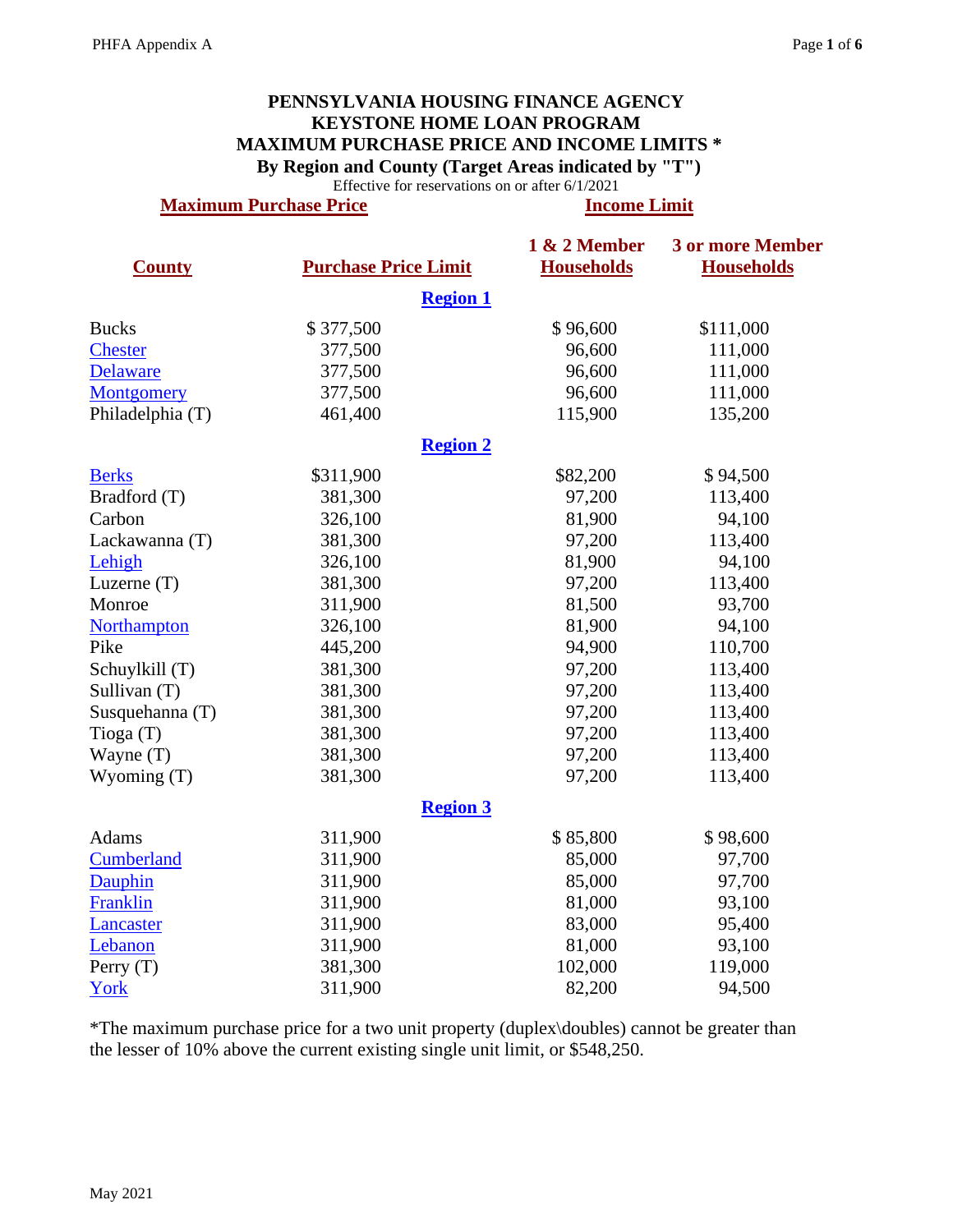# PENNSYLVANIA HOUSING FINANCE AGENCY
# KEYSTONE HOME LOAN PROGRAM
## MAXIMUM PURCHASE PRICE AND INCOME LIMITS *
### By Region and County (Target Areas indicated by "T")

Effective for reservations on or after 6/1/2021

| | Maximum Purchase Price | Income Limit | |
|---|---|---|---|
| **County** | **Purchase Price Limit** | **1 & 2 Member Households** | **3 or more Member Households** |
| | **Region 1** | | |
| Bucks | $ 377,500 | $ 96,600 | $111,000 |
| Chester | 377,500 | 96,600 | 111,000 |
| Delaware | 377,500 | 96,600 | 111,000 |
| Montgomery | 377,500 | 96,600 | 111,000 |
| Philadelphia (T) | 461,400 | 115,900 | 135,200 |
| | **Region 2** | | |
| Berks | $311,900 | $82,200 | $ 94,500 |
| Bradford (T) | 381,300 | 97,200 | 113,400 |
| Carbon | 326,100 | 81,900 | 94,100 |
| Lackawanna (T) | 381,300 | 97,200 | 113,400 |
| Lehigh | 326,100 | 81,900 | 94,100 |
| Luzerne (T) | 381,300 | 97,200 | 113,400 |
| Monroe | 311,900 | 81,500 | 93,700 |
| Northampton | 326,100 | 81,900 | 94,100 |
| Pike | 445,200 | 94,900 | 110,700 |
| Schuylkill (T) | 381,300 | 97,200 | 113,400 |
| Sullivan (T) | 381,300 | 97,200 | 113,400 |
| Susquehanna (T) | 381,300 | 97,200 | 113,400 |
| Tioga (T) | 381,300 | 97,200 | 113,400 |
| Wayne (T) | 381,300 | 97,200 | 113,400 |
| Wyoming (T) | 381,300 | 97,200 | 113,400 |
| | **Region 3** | | |
| Adams | 311,900 | $ 85,800 | $ 98,600 |
| Cumberland | 311,900 | 85,000 | 97,700 |
| Dauphin | 311,900 | 85,000 | 97,700 |
| Franklin | 311,900 | 81,000 | 93,100 |
| Lancaster | 311,900 | 83,000 | 95,400 |
| Lebanon | 311,900 | 81,000 | 93,100 |
| Perry (T) | 381,300 | 102,000 | 119,000 |
| York | 311,900 | 82,200 | 94,500 |

*The maximum purchase price for a two unit property (duplex\doubles) cannot be greater than the lesser of 10% above the current existing single unit limit, or $548,250.

May 2021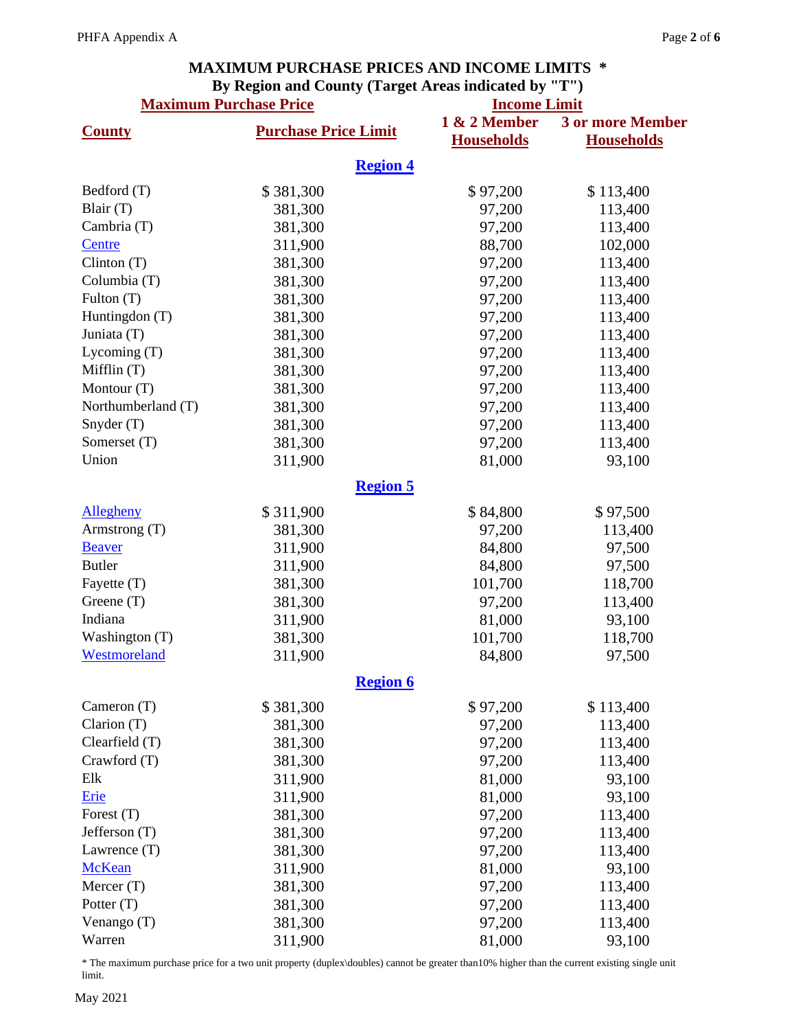## MAXIMUM PURCHASE PRICES AND INCOME LIMITS *

### By Region and County (Target Areas indicated by "T")

| County | Maximum Purchase Price | Income Limit | |
|---|---|---|---|
| | Purchase Price Limit | 1 & 2 Member Households | 3 or more Member Households |
| **Region 4** | | | |
| Bedford (T) | $ 381,300 | $ 97,200 | $ 113,400 |
| Blair (T) | 381,300 | 97,200 | 113,400 |
| Cambria (T) | 381,300 | 97,200 | 113,400 |
| Centre | 311,900 | 88,700 | 102,000 |
| Clinton (T) | 381,300 | 97,200 | 113,400 |
| Columbia (T) | 381,300 | 97,200 | 113,400 |
| Fulton (T) | 381,300 | 97,200 | 113,400 |
| Huntingdon (T) | 381,300 | 97,200 | 113,400 |
| Juniata (T) | 381,300 | 97,200 | 113,400 |
| Lycoming (T) | 381,300 | 97,200 | 113,400 |
| Mifflin (T) | 381,300 | 97,200 | 113,400 |
| Montour (T) | 381,300 | 97,200 | 113,400 |
| Northumberland (T) | 381,300 | 97,200 | 113,400 |
| Snyder (T) | 381,300 | 97,200 | 113,400 |
| Somerset (T) | 381,300 | 97,200 | 113,400 |
| Union | 311,900 | 81,000 | 93,100 |
| **Region 5** | | | |
| Allegheny | $ 311,900 | $ 84,800 | $ 97,500 |
| Armstrong (T) | 381,300 | 97,200 | 113,400 |
| Beaver | 311,900 | 84,800 | 97,500 |
| Butler | 311,900 | 84,800 | 97,500 |
| Fayette (T) | 381,300 | 101,700 | 118,700 |
| Greene (T) | 381,300 | 97,200 | 113,400 |
| Indiana | 311,900 | 81,000 | 93,100 |
| Washington (T) | 381,300 | 101,700 | 118,700 |
| Westmoreland | 311,900 | 84,800 | 97,500 |
| **Region 6** | | | |
| Cameron (T) | $ 381,300 | $ 97,200 | $ 113,400 |
| Clarion (T) | 381,300 | 97,200 | 113,400 |
| Clearfield (T) | 381,300 | 97,200 | 113,400 |
| Crawford (T) | 381,300 | 97,200 | 113,400 |
| Elk | 311,900 | 81,000 | 93,100 |
| Erie | 311,900 | 81,000 | 93,100 |
| Forest (T) | 381,300 | 97,200 | 113,400 |
| Jefferson (T) | 381,300 | 97,200 | 113,400 |
| Lawrence (T) | 381,300 | 97,200 | 113,400 |
| McKean | 311,900 | 81,000 | 93,100 |
| Mercer (T) | 381,300 | 97,200 | 113,400 |
| Potter (T) | 381,300 | 97,200 | 113,400 |
| Venango (T) | 381,300 | 97,200 | 113,400 |
| Warren | 311,900 | 81,000 | 93,100 |

* The maximum purchase price for a two unit property (duplex\doubles) cannot be greater than10% higher than the current existing single unit limit.

May 2021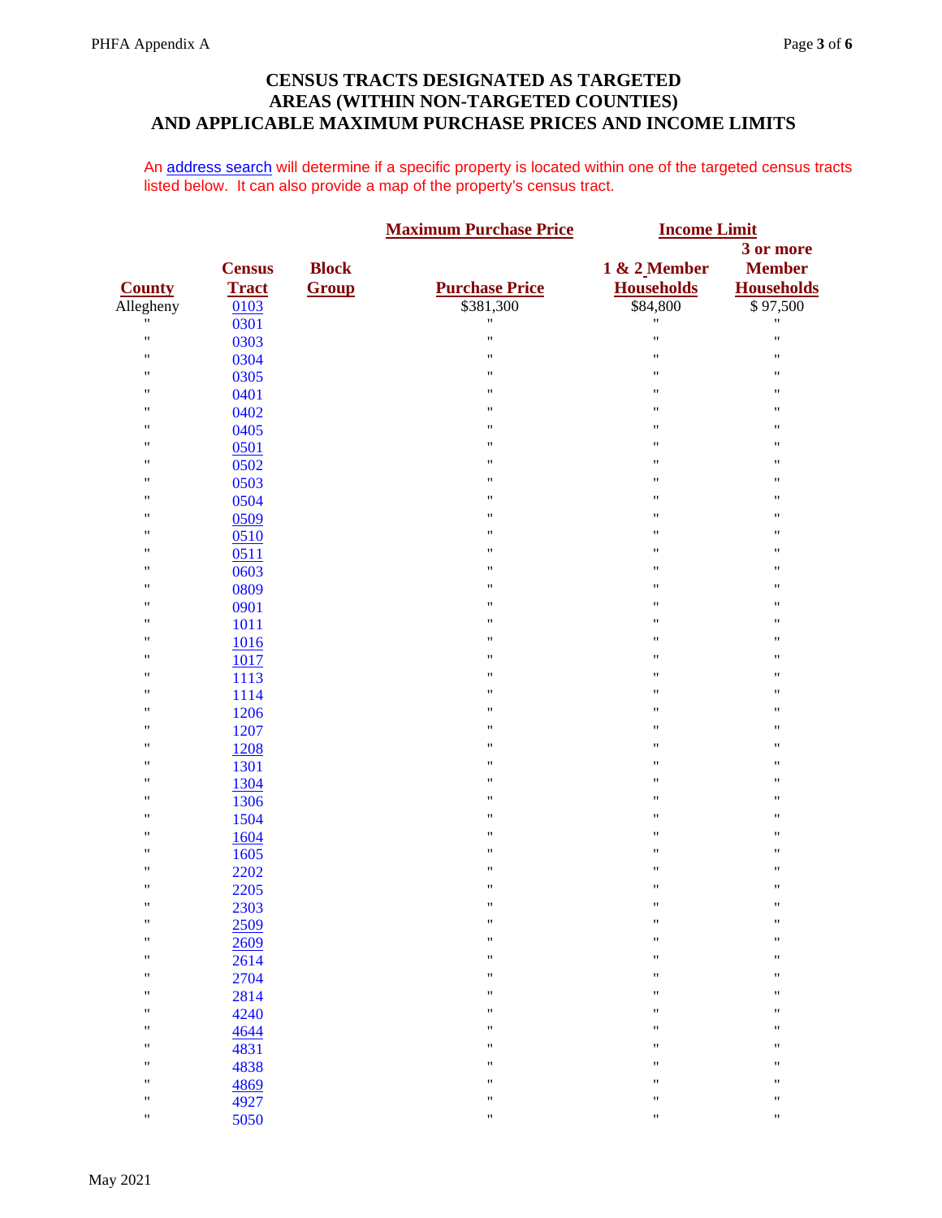# CENSUS TRACTS DESIGNATED AS TARGETED AREAS (WITHIN NON-TARGETED COUNTIES) AND APPLICABLE MAXIMUM PURCHASE PRICES AND INCOME LIMITS

An address search will determine if a specific property is located within one of the targeted census tracts listed below. It can also provide a map of the property's census tract.

| | | | **Maximum Purchase Price** | **Income Limit** | |
|---|---|---|---|---|---|
| **County** | **Census Tract** | **Block Group** | **Purchase Price** | **1 & 2 Member Households** | **3 or more Member Households** |
| Allegheny | 0103 | | $381,300 | $84,800 | $ 97,500 |
| " | 0301 | | " | " | " |
| " | 0303 | | " | " | " |
| " | 0304 | | " | " | " |
| " | 0305 | | " | " | " |
| " | 0401 | | " | " | " |
| " | 0402 | | " | " | " |
| " | 0405 | | " | " | " |
| " | 0501 | | " | " | " |
| " | 0502 | | " | " | " |
| " | 0503 | | " | " | " |
| " | 0504 | | " | " | " |
| " | 0509 | | " | " | " |
| " | 0510 | | " | " | " |
| " | 0511 | | " | " | " |
| " | 0603 | | " | " | " |
| " | 0809 | | " | " | " |
| " | 0901 | | " | " | " |
| " | 1011 | | " | " | " |
| " | 1016 | | " | " | " |
| " | 1017 | | " | " | " |
| " | 1113 | | " | " | " |
| " | 1114 | | " | " | " |
| " | 1206 | | " | " | " |
| " | 1207 | | " | " | " |
| " | 1208 | | " | " | " |
| " | 1301 | | " | " | " |
| " | 1304 | | " | " | " |
| " | 1306 | | " | " | " |
| " | 1504 | | " | " | " |
| " | 1604 | | " | " | " |
| " | 1605 | | " | " | " |
| " | 2202 | | " | " | " |
| " | 2205 | | " | " | " |
| " | 2303 | | " | " | " |
| " | 2509 | | " | " | " |
| " | 2609 | | " | " | " |
| " | 2614 | | " | " | " |
| " | 2704 | | " | " | " |
| " | 2814 | | " | " | " |
| " | 4240 | | " | " | " |
| " | 4644 | | " | " | " |
| " | 4831 | | " | " | " |
| " | 4838 | | " | " | " |
| " | 4869 | | " | " | " |
| " | 4927 | | " | " | " |
| " | 5050 | | " | " | " |

May 2021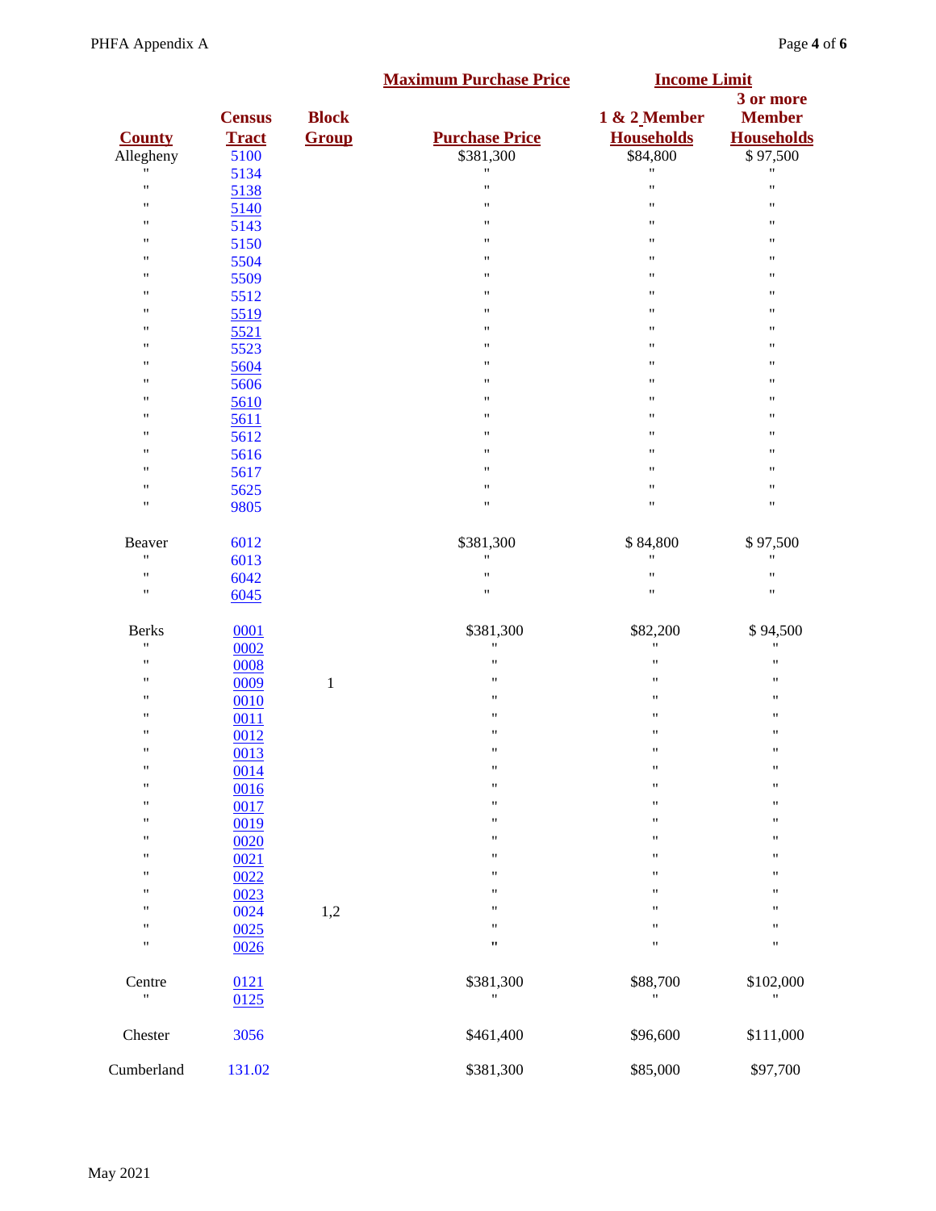| County | Census Tract | Block Group | Maximum Purchase Price: Purchase Price | Income Limit: 1 & 2 Member Households | Income Limit: 3 or more Member Households |
|---|---|---|---|---|---|
| Allegheny | 5100 | | $381,300 | $84,800 | $ 97,500 |
| " | 5134 | | " | " | " |
| " | 5138 | | " | " | " |
| " | 5140 | | " | " | " |
| " | 5143 | | " | " | " |
| " | 5150 | | " | " | " |
| " | 5504 | | " | " | " |
| " | 5509 | | " | " | " |
| " | 5512 | | " | " | " |
| " | 5519 | | " | " | " |
| " | 5521 | | " | " | " |
| " | 5523 | | " | " | " |
| " | 5604 | | " | " | " |
| " | 5606 | | " | " | " |
| " | 5610 | | " | " | " |
| " | 5611 | | " | " | " |
| " | 5612 | | " | " | " |
| " | 5616 | | " | " | " |
| " | 5617 | | " | " | " |
| " | 5625 | | " | " | " |
| " | 9805 | | " | " | " |
| Beaver | 6012 | | $381,300 | $ 84,800 | $ 97,500 |
| " | 6013 | | " | " | " |
| " | 6042 | | " | " | " |
| " | 6045 | | " | " | " |
| Berks | 0001 | | $381,300 | $82,200 | $ 94,500 |
| " | 0002 | | " | " | " |
| " | 0008 | | " | " | " |
| " | 0009 | 1 | " | " | " |
| " | 0010 | | " | " | " |
| " | 0011 | | " | " | " |
| " | 0012 | | " | " | " |
| " | 0013 | | " | " | " |
| " | 0014 | | " | " | " |
| " | 0016 | | " | " | " |
| " | 0017 | | " | " | " |
| " | 0019 | | " | " | " |
| " | 0020 | | " | " | " |
| " | 0021 | | " | " | " |
| " | 0022 | | " | " | " |
| " | 0023 | | " | " | " |
| " | 0024 | 1,2 | " | " | " |
| " | 0025 | | " | " | " |
| " | 0026 | | " | " | " |
| Centre | 0121 | | $381,300 | $88,700 | $102,000 |
| " | 0125 | | " | " | " |
| Chester | 3056 | | $461,400 | $96,600 | $111,000 |
| Cumberland | 131.02 | | $381,300 | $85,000 | $97,700 |

May 2021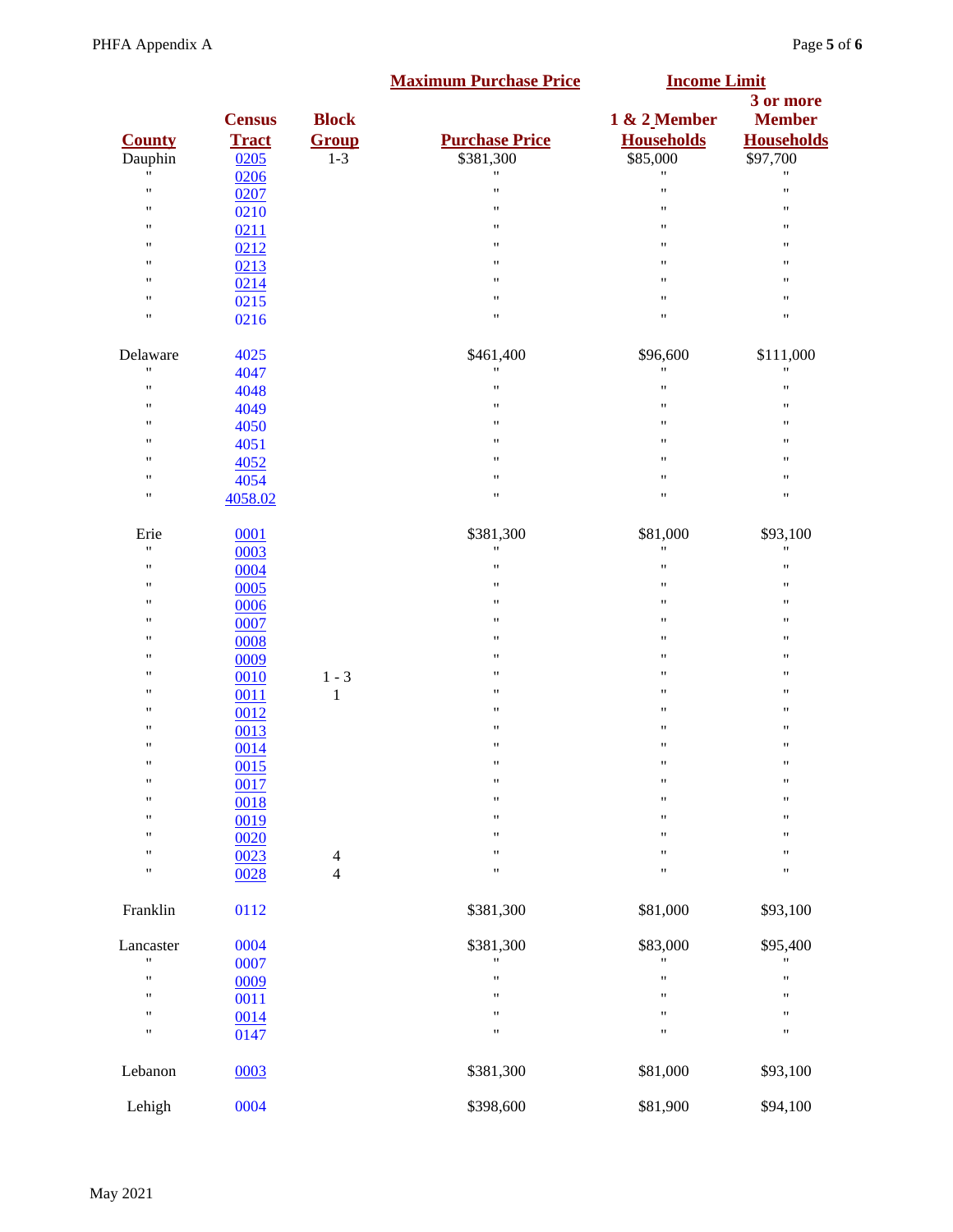| County | Census Tract | Block Group | Maximum Purchase Price<br>Purchase Price | Income Limit<br>1 & 2 Member Households | <br>3 or more Member Households |
|---|---|---|---|---|---|
| Dauphin | 0205 | 1-3 | $381,300 | $85,000 | $97,700 |
| " | 0206 | | " | " | " |
| " | 0207 | | " | " | " |
| " | 0210 | | " | " | " |
| " | 0211 | | " | " | " |
| " | 0212 | | " | " | " |
| " | 0213 | | " | " | " |
| " | 0214 | | " | " | " |
| " | 0215 | | " | " | " |
| " | 0216 | | " | " | " |
| Delaware | 4025 | | $461,400 | $96,600 | $111,000 |
| " | 4047 | | " | " | " |
| " | 4048 | | " | " | " |
| " | 4049 | | " | " | " |
| " | 4050 | | " | " | " |
| " | 4051 | | " | " | " |
| " | 4052 | | " | " | " |
| " | 4054 | | " | " | " |
| " | 4058.02 | | " | " | " |
| Erie | 0001 | | $381,300 | $81,000 | $93,100 |
| " | 0003 | | " | " | " |
| " | 0004 | | " | " | " |
| " | 0005 | | " | " | " |
| " | 0006 | | " | " | " |
| " | 0007 | | " | " | " |
| " | 0008 | | " | " | " |
| " | 0009 | | " | " | " |
| " | 0010 | 1 - 3 | " | " | " |
| " | 0011 | 1 | " | " | " |
| " | 0012 | | " | " | " |
| " | 0013 | | " | " | " |
| " | 0014 | | " | " | " |
| " | 0015 | | " | " | " |
| " | 0017 | | " | " | " |
| " | 0018 | | " | " | " |
| " | 0019 | | " | " | " |
| " | 0020 | | " | " | " |
| " | 0023 | 4 | " | " | " |
| " | 0028 | 4 | " | " | " |
| Franklin | 0112 | | $381,300 | $81,000 | $93,100 |
| Lancaster | 0004 | | $381,300 | $83,000 | $95,400 |
| " | 0007 | | " | " | " |
| " | 0009 | | " | " | " |
| " | 0011 | | " | " | " |
| " | 0014 | | " | " | " |
| " | 0147 | | " | " | " |
| Lebanon | 0003 | | $381,300 | $81,000 | $93,100 |
| Lehigh | 0004 | | $398,600 | $81,900 | $94,100 |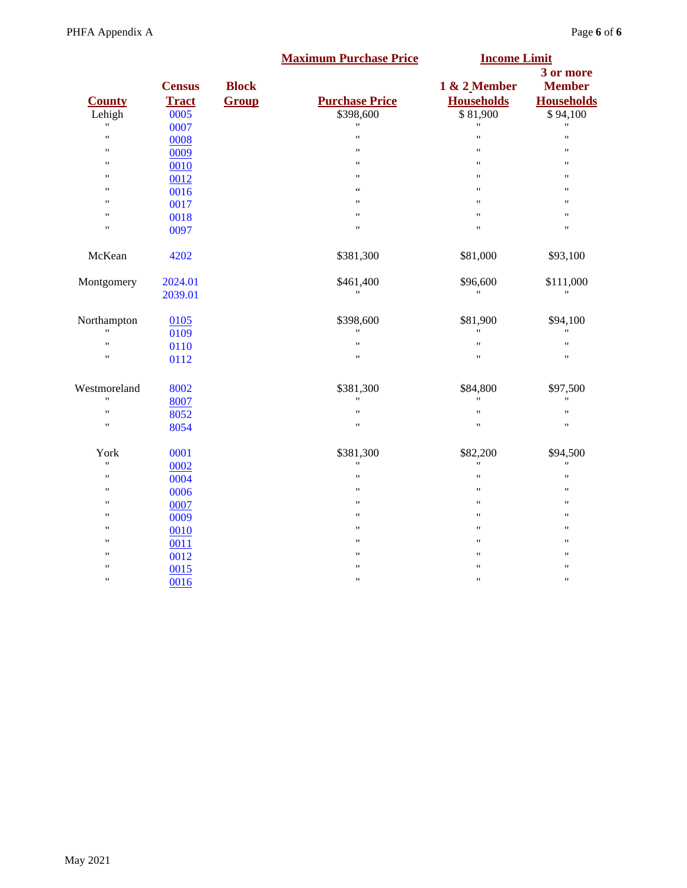| County | Census Tract | Block Group | Maximum Purchase Price | Income Limit | |
|---|---|---|---|---|---|
| | | | Purchase Price | 1 & 2 Member Households | 3 or more Member Households |
| Lehigh | 0005 | | $398,600 | $ 81,900 | $ 94,100 |
| " | 0007 | | " | " | " |
| " | 0008 | | " | " | " |
| " | 0009 | | " | " | " |
| " | 0010 | | " | " | " |
| " | 0012 | | " | " | " |
| " | 0016 | | " | " | " |
| " | 0017 | | " | " | " |
| " | 0018 | | " | " | " |
| " | 0097 | | " | " | " |
| McKean | 4202 | | $381,300 | $81,000 | $93,100 |
| Montgomery | 2024.01 | | $461,400 | $96,600 | $111,000 |
| | 2039.01 | | " | " | " |
| Northampton | 0105 | | $398,600 | $81,900 | $94,100 |
| " | 0109 | | " | " | " |
| " | 0110 | | " | " | " |
| " | 0112 | | " | " | " |
| Westmoreland | 8002 | | $381,300 | $84,800 | $97,500 |
| " | 8007 | | " | " | " |
| " | 8052 | | " | " | " |
| " | 8054 | | " | " | " |
| York | 0001 | | $381,300 | $82,200 | $94,500 |
| " | 0002 | | " | " | " |
| " | 0004 | | " | " | " |
| " | 0006 | | " | " | " |
| " | 0007 | | " | " | " |
| " | 0009 | | " | " | " |
| " | 0010 | | " | " | " |
| " | 0011 | | " | " | " |
| " | 0012 | | " | " | " |
| " | 0015 | | " | " | " |
| " | 0016 | | " | " | " |